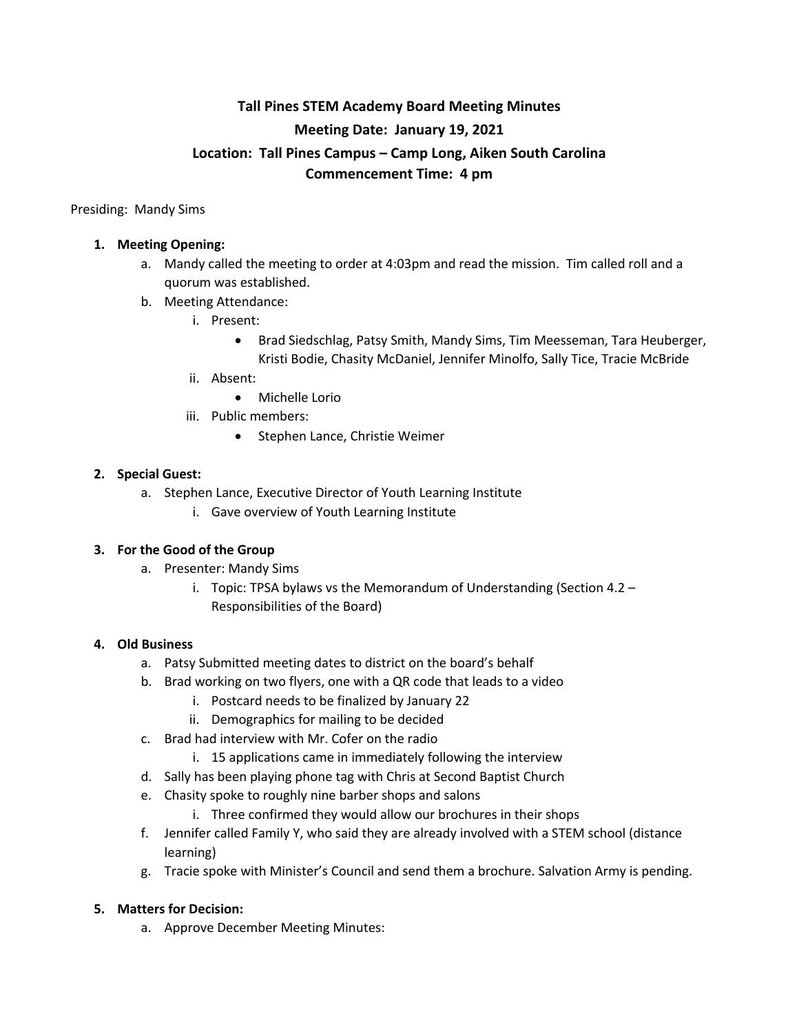# Tall Pines STEM Academy Board Meeting Minutes

## Meeting Date: January 19, 2021

## Location: Tall Pines Campus – Camp Long, Aiken South Carolina

## Commencement Time: 4 pm

Presiding: Mandy Sims

1. **Meeting Opening:**
   a. Mandy called the meeting to order at 4:03pm and read the mission. Tim called roll and a quorum was established.
   b. Meeting Attendance:
      i. Present:
         - Brad Siedschlag, Patsy Smith, Mandy Sims, Tim Meesseman, Tara Heuberger, Kristi Bodie, Chasity McDaniel, Jennifer Minolfo, Sally Tice, Tracie McBride

      ii. Absent:
         - Michelle Lorio

      iii. Public members:
         - Stephen Lance, Christie Weimer

2. **Special Guest:**
   a. Stephen Lance, Executive Director of Youth Learning Institute
      i. Gave overview of Youth Learning Institute

3. **For the Good of the Group**
   a. Presenter: Mandy Sims
      i. Topic: TPSA bylaws vs the Memorandum of Understanding (Section 4.2 – Responsibilities of the Board)

4. **Old Business**
   a. Patsy Submitted meeting dates to district on the board's behalf
   b. Brad working on two flyers, one with a QR code that leads to a video
      i. Postcard needs to be finalized by January 22
      ii. Demographics for mailing to be decided
   c. Brad had interview with Mr. Cofer on the radio
      i. 15 applications came in immediately following the interview
   d. Sally has been playing phone tag with Chris at Second Baptist Church
   e. Chasity spoke to roughly nine barber shops and salons
      i. Three confirmed they would allow our brochures in their shops
   f. Jennifer called Family Y, who said they are already involved with a STEM school (distance learning)
   g. Tracie spoke with Minister's Council and send them a brochure. Salvation Army is pending.

5. **Matters for Decision:**
   a. Approve December Meeting Minutes: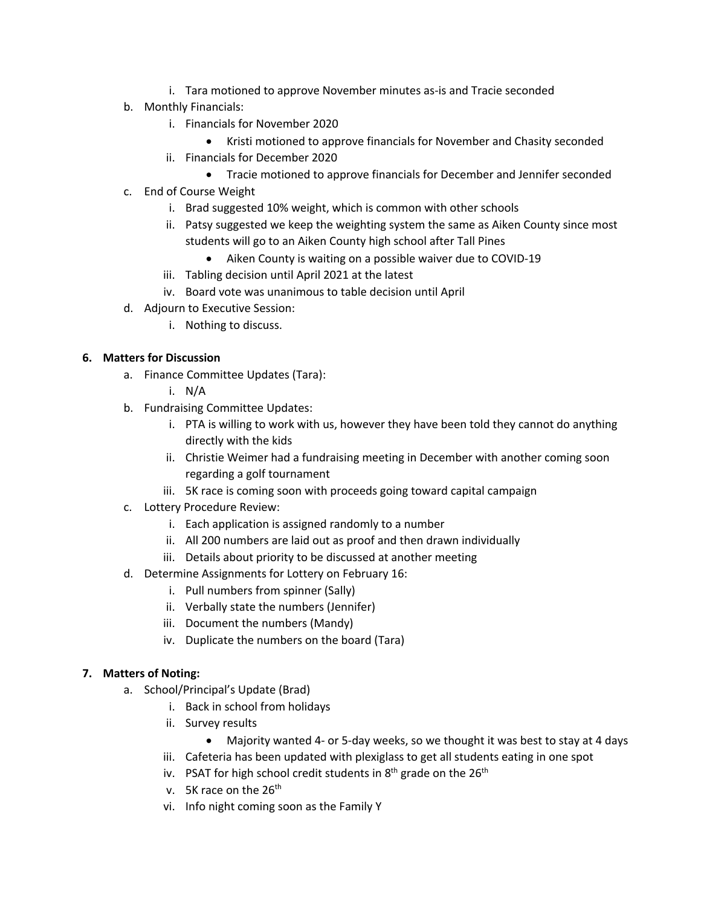i. Tara motioned to approve November minutes as-is and Tracie seconded

   b. Monthly Financials:
      i. Financials for November 2020
         - Kristi motioned to approve financials for November and Chasity seconded
      ii. Financials for December 2020
         - Tracie motioned to approve financials for December and Jennifer seconded
   c. End of Course Weight
      i. Brad suggested 10% weight, which is common with other schools
      ii. Patsy suggested we keep the weighting system the same as Aiken County since most students will go to an Aiken County high school after Tall Pines
         - Aiken County is waiting on a possible waiver due to COVID-19
      iii. Tabling decision until April 2021 at the latest
      iv. Board vote was unanimous to table decision until April
   d. Adjourn to Executive Session:
      i. Nothing to discuss.

**6. Matters for Discussion**

   a. Finance Committee Updates (Tara):
      i. N/A
   b. Fundraising Committee Updates:
      i. PTA is willing to work with us, however they have been told they cannot do anything directly with the kids
      ii. Christie Weimer had a fundraising meeting in December with another coming soon regarding a golf tournament
      iii. 5K race is coming soon with proceeds going toward capital campaign
   c. Lottery Procedure Review:
      i. Each application is assigned randomly to a number
      ii. All 200 numbers are laid out as proof and then drawn individually
      iii. Details about priority to be discussed at another meeting
   d. Determine Assignments for Lottery on February 16:
      i. Pull numbers from spinner (Sally)
      ii. Verbally state the numbers (Jennifer)
      iii. Document the numbers (Mandy)
      iv. Duplicate the numbers on the board (Tara)

**7. Matters of Noting:**

   a. School/Principal's Update (Brad)
      i. Back in school from holidays
      ii. Survey results
         - Majority wanted 4- or 5-day weeks, so we thought it was best to stay at 4 days
      iii. Cafeteria has been updated with plexiglass to get all students eating in one spot
      iv. PSAT for high school credit students in 8th grade on the 26th
      v. 5K race on the 26th
      vi. Info night coming soon as the Family Y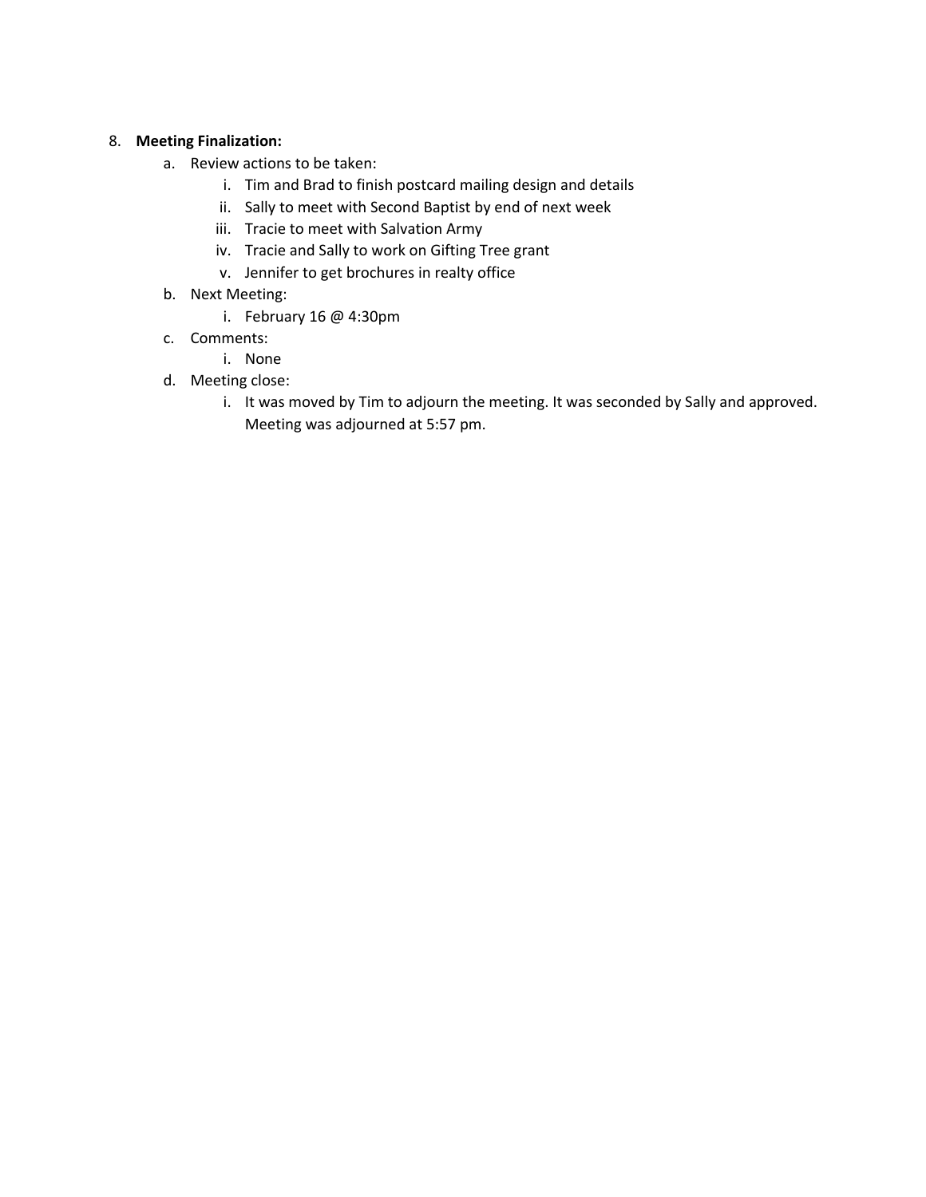8. **Meeting Finalization:**
    a. Review actions to be taken:
        i. Tim and Brad to finish postcard mailing design and details
        ii. Sally to meet with Second Baptist by end of next week
        iii. Tracie to meet with Salvation Army
        iv. Tracie and Sally to work on Gifting Tree grant
        v. Jennifer to get brochures in realty office
    b. Next Meeting:
        i. February 16 @ 4:30pm
    c. Comments:
        i. None
    d. Meeting close:
        i. It was moved by Tim to adjourn the meeting. It was seconded by Sally and approved. Meeting was adjourned at 5:57 pm.